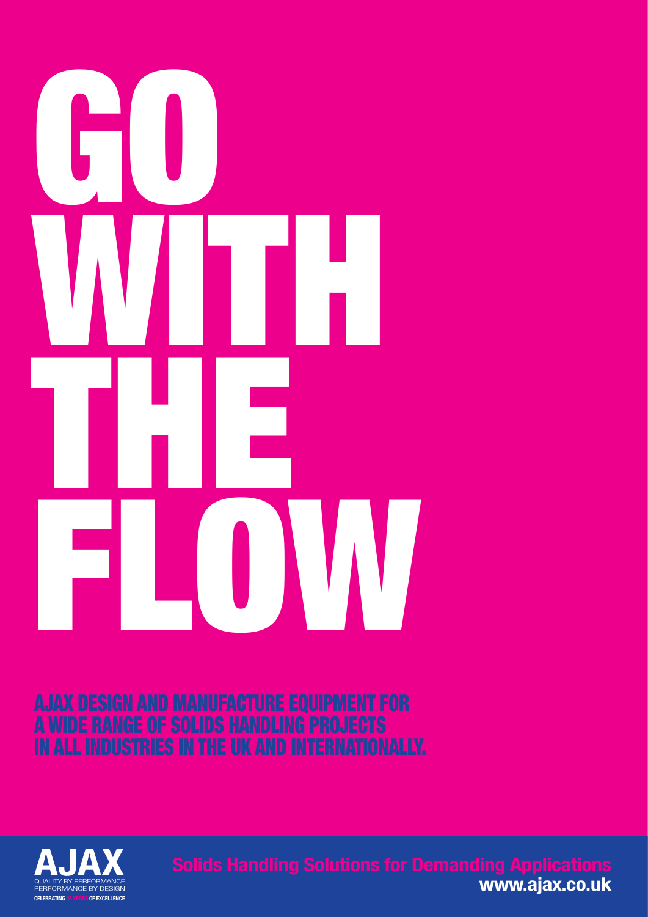# GO WITH THE FLOW

AJAX DESIGN AND MANUFACTURE EQUIPMENT FOR A WIDE RANGE OF SOLIDS HANDLING PROJECTS IN ALL INDUSTRIES IN THE UK AND INTERNATIONALLY.

**AJAX**
QUALITY BY PERFORMANCE
PERFORMANCE BY DESIGN
CELEBRATING 45 YEARS OF EXCELLENCE

**Solids Handling Solutions for Demanding Applications**
**www.ajax.co.uk**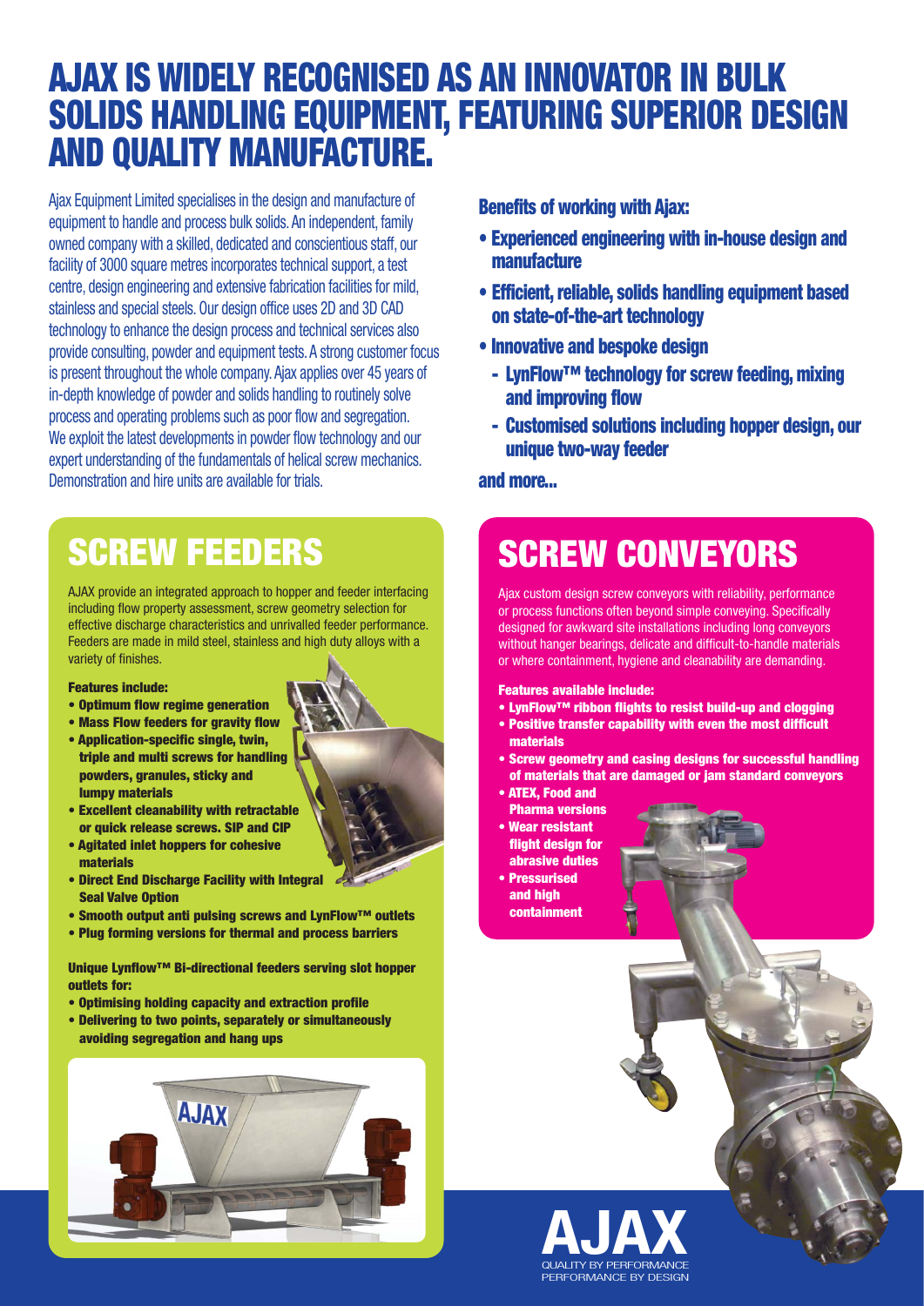# AJAX IS WIDELY RECOGNISED AS AN INNOVATOR IN BULK SOLIDS HANDLING EQUIPMENT, FEATURING SUPERIOR DESIGN AND QUALITY MANUFACTURE.

Ajax Equipment Limited specialises in the design and manufacture of equipment to handle and process bulk solids. An independent, family owned company with a skilled, dedicated and conscientious staff, our facility of 3000 square metres incorporates technical support, a test centre, design engineering and extensive fabrication facilities for mild, stainless and special steels. Our design office uses 2D and 3D CAD technology to enhance the design process and technical services also provide consulting, powder and equipment tests. A strong customer focus is present throughout the whole company. Ajax applies over 45 years of in-depth knowledge of powder and solids handling to routinely solve process and operating problems such as poor flow and segregation. We exploit the latest developments in powder flow technology and our expert understanding of the fundamentals of helical screw mechanics. Demonstration and hire units are available for trials.

**Benefits of working with Ajax:**

- **Experienced engineering with in-house design and manufacture**
- **Efficient, reliable, solids handling equipment based on state-of-the-art technology**
- **Innovative and bespoke design**
  - **LynFlow™ technology for screw feeding, mixing and improving flow**
  - **Customised solutions including hopper design, our unique two-way feeder**

**and more...**

## SCREW FEEDERS

AJAX provide an integrated approach to hopper and feeder interfacing including flow property assessment, screw geometry selection for effective discharge characteristics and unrivalled feeder performance. Feeders are made in mild steel, stainless and high duty alloys with a variety of finishes.

**Features include:**

- **Optimum flow regime generation**
- **Mass Flow feeders for gravity flow**
- **Application-specific single, twin, triple and multi screws for handling powders, granules, sticky and lumpy materials**
- **Excellent cleanability with retractable or quick release screws. SIP and CIP**
- **Agitated inlet hoppers for cohesive materials**
- **Direct End Discharge Facility with Integral Seal Valve Option**
- **Smooth output anti pulsing screws and LynFlow™ outlets**
- **Plug forming versions for thermal and process barriers**

**Unique Lynflow™ Bi-directional feeders serving slot hopper outlets for:**

- **Optimising holding capacity and extraction profile**
- **Delivering to two points, separately or simultaneously avoiding segregation and hang ups**

## SCREW CONVEYORS

Ajax custom design screw conveyors with reliability, performance or process functions often beyond simple conveying. Specifically designed for awkward site installations including long conveyors without hanger bearings, delicate and difficult-to-handle materials or where containment, hygiene and cleanability are demanding.

**Features available include:**

- **LynFlow™ ribbon flights to resist build-up and clogging**
- **Positive transfer capability with even the most difficult materials**
- **Screw geometry and casing designs for successful handling of materials that are damaged or jam standard conveyors**
- **ATEX, Food and Pharma versions**
- **Wear resistant flight design for abrasive duties**
- **Pressurised and high containment**

**AJAX**
QUALITY BY PERFORMANCE
PERFORMANCE BY DESIGN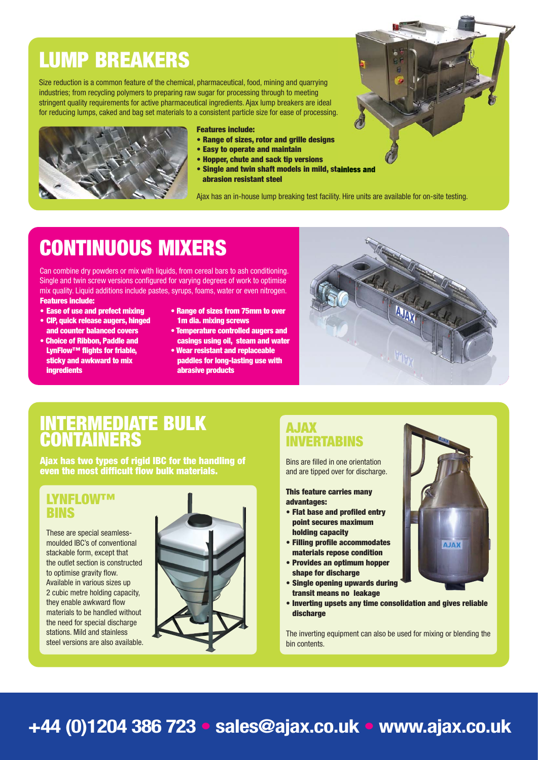# LUMP BREAKERS

Size reduction is a common feature of the chemical, pharmaceutical, food, mining and quarrying industries; from recycling polymers to preparing raw sugar for processing through to meeting stringent quality requirements for active pharmaceutical ingredients. Ajax lump breakers are ideal for reducing lumps, caked and bag set materials to a consistent particle size for ease of processing.

**Features include:**

- **Range of sizes, rotor and grille designs**
- **Easy to operate and maintain**
- **Hopper, chute and sack tip versions**
- **Single and twin shaft models in mild, stainless and abrasion resistant steel**

Ajax has an in-house lump breaking test facility. Hire units are available for on-site testing.

# CONTINUOUS MIXERS

Can combine dry powders or mix with liquids, from cereal bars to ash conditioning. Single and twin screw versions configured for varying degrees of work to optimise mix quality. Liquid additions include pastes, syrups, foams, water or even nitrogen.

**Features include:**

- **Ease of use and prefect mixing**
- **CIP, quick release augers, hinged and counter balanced covers**
- **Choice of Ribbon, Paddle and LynFlow™ flights for friable, sticky and awkward to mix ingredients**
- **Range of sizes from 75mm to over 1m dia. mixing screws**
- **Temperature controlled augers and casings using oil, steam and water**
- **Wear resistant and replaceable paddles for long-lasting use with abrasive products**

# INTERMEDIATE BULK CONTAINERS

**Ajax has two types of rigid IBC for the handling of even the most difficult flow bulk materials.**

## LYNFLOW™ BINS

These are special seamless-moulded IBC's of conventional stackable form, except that the outlet section is constructed to optimise gravity flow. Available in various sizes up 2 cubic metre holding capacity, they enable awkward flow materials to be handled without the need for special discharge stations. Mild and stainless steel versions are also available.

## AJAX INVERTABINS

Bins are filled in one orientation and are tipped over for discharge.

**This feature carries many advantages:**

- **Flat base and profiled entry point secures maximum holding capacity**
- **Filling profile accommodates materials repose condition**
- **Provides an optimum hopper shape for discharge**
- **Single opening upwards during transit means no leakage**
- **Inverting upsets any time consolidation and gives reliable discharge**

The inverting equipment can also be used for mixing or blending the bin contents.

**+44 (0)1204 386 723 • sales@ajax.co.uk • www.ajax.co.uk**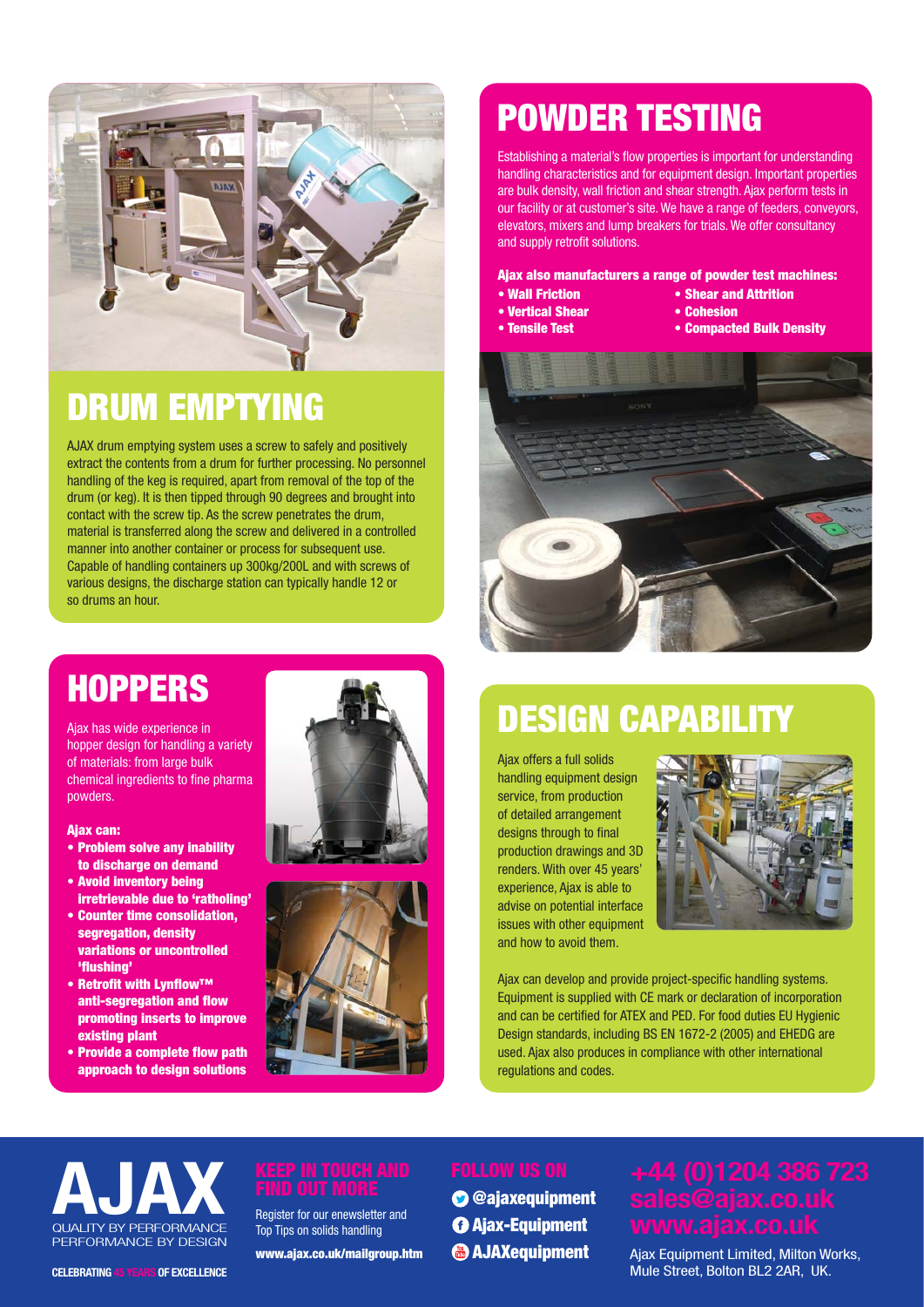## DRUM EMPTYING

AJAX drum emptying system uses a screw to safely and positively extract the contents from a drum for further processing. No personnel handling of the keg is required, apart from removal of the top of the drum (or keg). It is then tipped through 90 degrees and brought into contact with the screw tip. As the screw penetrates the drum, material is transferred along the screw and delivered in a controlled manner into another container or process for subsequent use. Capable of handling containers up 300kg/200L and with screws of various designs, the discharge station can typically handle 12 or so drums an hour.

## POWDER TESTING

Establishing a material's flow properties is important for understanding handling characteristics and for equipment design. Important properties are bulk density, wall friction and shear strength. Ajax perform tests in our facility or at customer's site. We have a range of feeders, conveyors, elevators, mixers and lump breakers for trials. We offer consultancy and supply retrofit solutions.

**Ajax also manufacturers a range of powder test machines:**

- **Wall Friction**
- **Vertical Shear**
- **Tensile Test**
- **Shear and Attrition**
- **Cohesion**
- **Compacted Bulk Density**

## HOPPERS

Ajax has wide experience in hopper design for handling a variety of materials: from large bulk chemical ingredients to fine pharma powders.

**Ajax can:**

- **Problem solve any inability to discharge on demand**
- **Avoid inventory being irretrievable due to 'ratholing'**
- **Counter time consolidation, segregation, density variations or uncontrolled 'flushing'**
- **Retrofit with Lynflow™ anti-segregation and flow promoting inserts to improve existing plant**
- **Provide a complete flow path approach to design solutions**

## DESIGN CAPABILITY

Ajax offers a full solids handling equipment design service, from production of detailed arrangement designs through to final production drawings and 3D renders. With over 45 years' experience, Ajax is able to advise on potential interface issues with other equipment and how to avoid them.

Ajax can develop and provide project-specific handling systems. Equipment is supplied with CE mark or declaration of incorporation and can be certified for ATEX and PED. For food duties EU Hygienic Design standards, including BS EN 1672-2 (2005) and EHEDG are used. Ajax also produces in compliance with other international regulations and codes.

**AJAX**
QUALITY BY PERFORMANCE
PERFORMANCE BY DESIGN

**CELEBRATING 45 YEARS OF EXCELLENCE**

**KEEP IN TOUCH AND FIND OUT MORE**

Register for our enewsletter and Top Tips on solids handling

**www.ajax.co.uk/mailgroup.htm**

**FOLLOW US ON**

**@ajaxequipment**
**Ajax-Equipment**
**AJAXequipment**

**+44 (0)1204 386 723**
**sales@ajax.co.uk**
**www.ajax.co.uk**

Ajax Equipment Limited, Milton Works, Mule Street, Bolton BL2 2AR, UK.